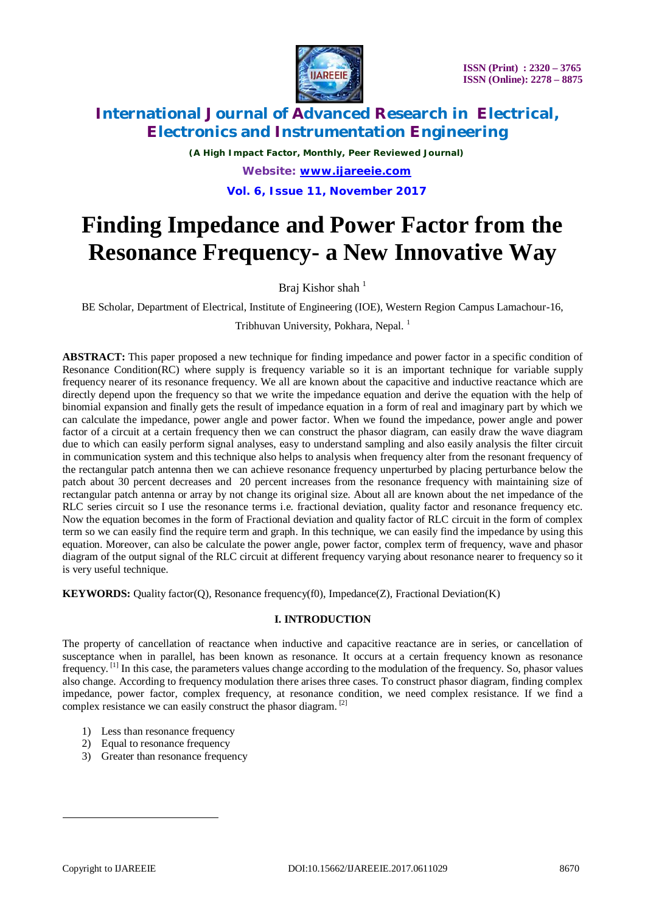# Finding Impedance and Power Factor from the Resonance Frequency- a New Innovative Way

Braj Kishor shah [1]

BE Scholar, Department of Electrical, Institute of Engineering (IOE), Western Region Campus Lamachour-16, Tribhuvan University, Pokhara, Nepal. [1]

**ABSTRACT:** This paper proposed a new technique for finding impedance and power factor in a specific condition of Resonance Condition(RC) where supply is frequency variable so it is an important technique for variable supply frequency nearer of its resonance frequency. We all are known about the capacitive and inductive reactance which are directly depend upon the frequency so that we write the impedance equation and derive the equation with the help of binomial expansion and finally gets the result of impedance equation in a form of real and imaginary part by which we can calculate the impedance, power angle and power factor. When we found the impedance, power angle and power factor of a circuit at a certain frequency then we can construct the phasor diagram, can easily draw the wave diagram due to which can easily perform signal analyses, easy to understand sampling and also easily analysis the filter circuit in communication system and this technique also helps to analysis when frequency alter from the resonant frequency of the rectangular patch antenna then we can achieve resonance frequency unperturbed by placing perturbance below the patch about 30 percent decreases and 20 percent increases from the resonance frequency with maintaining size of rectangular patch antenna or array by not change its original size. About all are known about the net impedance of the RLC series circuit so I use the resonance terms i.e. fractional deviation, quality factor and resonance frequency etc. Now the equation becomes in the form of Fractional deviation and quality factor of RLC circuit in the form of complex term so we can easily find the require term and graph. In this technique, we can easily find the impedance by using this equation. Moreover, can also be calculate the power angle, power factor, complex term of frequency, wave and phasor diagram of the output signal of the RLC circuit at different frequency varying about resonance nearer to frequency so it is very useful technique.

**KEYWORDS:** Quality factor(Q), Resonance frequency(f0), Impedance(Z), Fractional Deviation(K)

## I. INTRODUCTION

The property of cancellation of reactance when inductive and capacitive reactance are in series, or cancellation of susceptance when in parallel, has been known as resonance. It occurs at a certain frequency known as resonance frequency. [1] In this case, the parameters values change according to the modulation of the frequency. So, phasor values also change. According to frequency modulation there arises three cases. To construct phasor diagram, finding complex impedance, power factor, complex frequency, at resonance condition, we need complex resistance. If we find a complex resistance we can easily construct the phasor diagram. [2]

1) Less than resonance frequency
2) Equal to resonance frequency
3) Greater than resonance frequency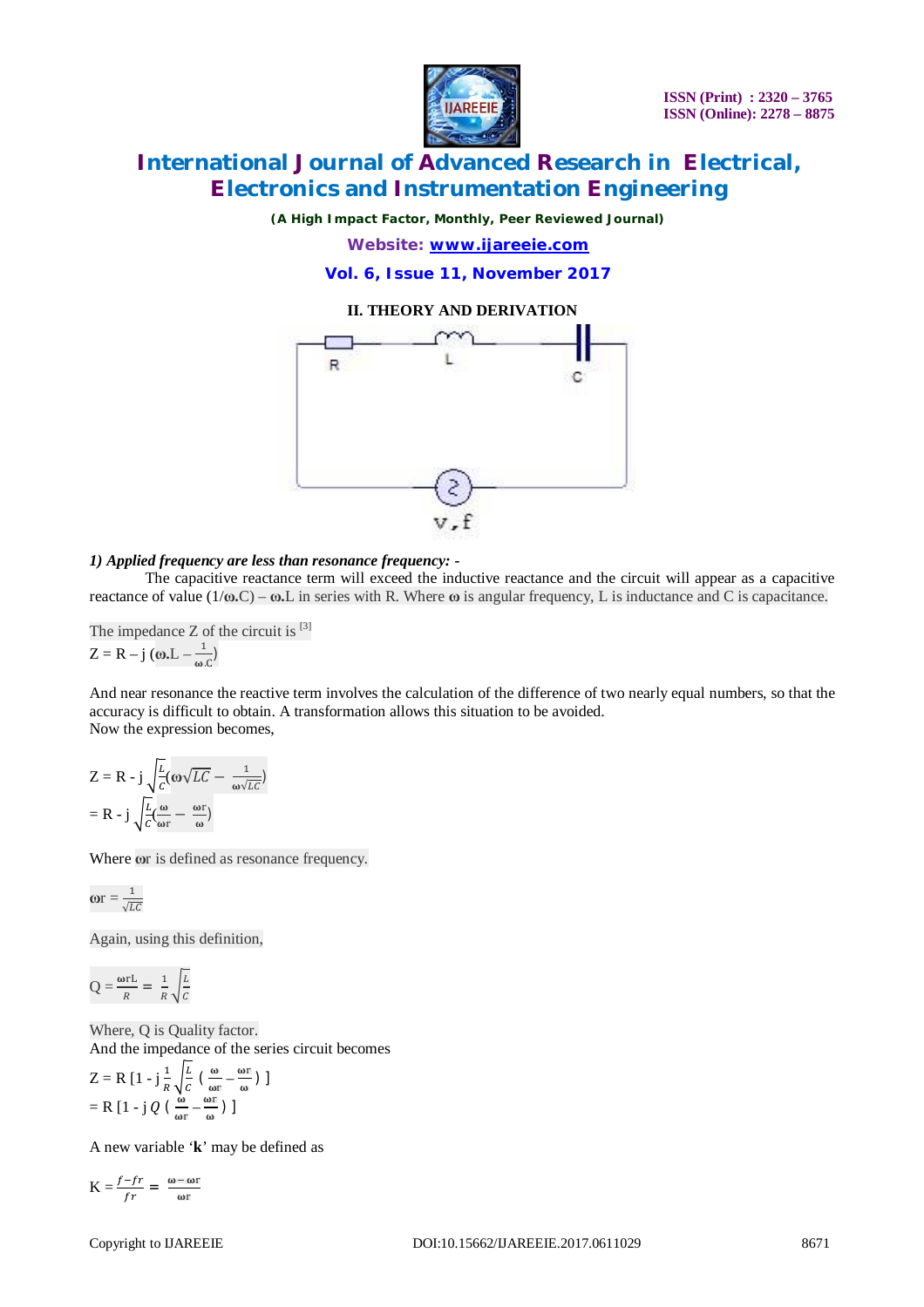## II. THEORY AND DERIVATION

R L C

v, f

***1) Applied frequency are less than resonance frequency: -***

The capacitive reactance term will exceed the inductive reactance and the circuit will appear as a capacitive reactance of value (1/ω.C) – ω.L in series with R. Where ω is angular frequency, L is inductance and C is capacitance.

The impedance Z of the circuit is [3]

$$Z = R - j\left(\omega.L - \frac{1}{\omega.C}\right)$$

And near resonance the reactive term involves the calculation of the difference of two nearly equal numbers, so that the accuracy is difficult to obtain. A transformation allows this situation to be avoided.

Now the expression becomes,

$$Z = R - j\sqrt{\frac{L}{C}}\left(\omega\sqrt{LC} - \frac{1}{\omega\sqrt{LC}}\right)$$

$$= R - j\sqrt{\frac{L}{C}}\left(\frac{\omega}{\omega r} - \frac{\omega r}{\omega}\right)$$

Where ωr is defined as resonance frequency.

$$\omega r = \frac{1}{\sqrt{LC}}$$

Again, using this definition,

$$Q = \frac{\omega r L}{R} = \frac{1}{R}\sqrt{\frac{L}{C}}$$

Where, Q is Quality factor.

And the impedance of the series circuit becomes

$$Z = R\left[1 - j\frac{1}{R}\sqrt{\frac{L}{C}}\left(\frac{\omega}{\omega r} - \frac{\omega r}{\omega}\right)\right]$$

$$= R\left[1 - jQ\left(\frac{\omega}{\omega r} - \frac{\omega r}{\omega}\right)\right]$$

A new variable '**k**' may be defined as

$$K = \frac{f - fr}{fr} = \frac{\omega - \omega r}{\omega r}$$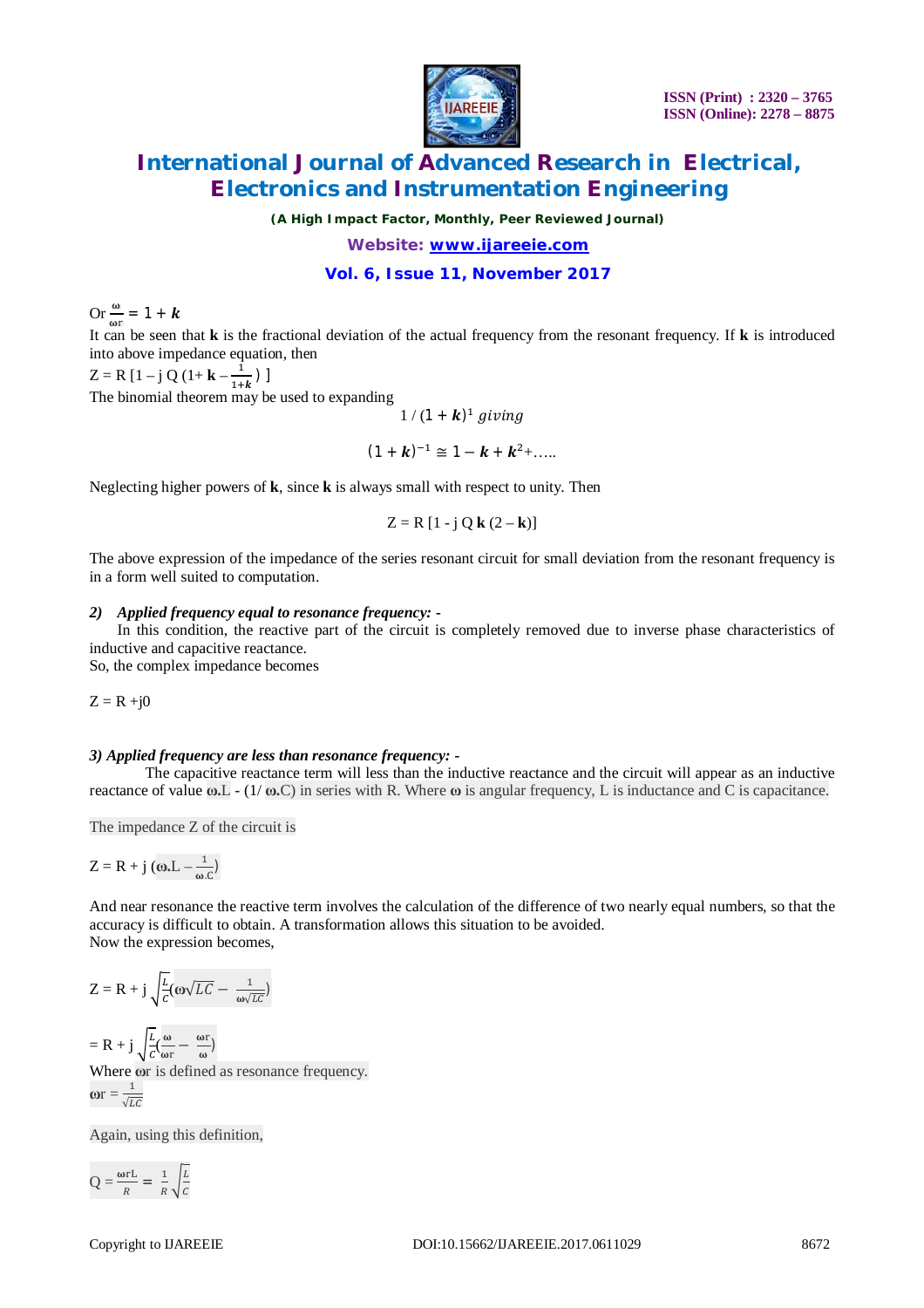Or $\frac{\omega}{\omega r} = 1 + \boldsymbol{k}$

It can be seen that **k** is the fractional deviation of the actual frequency from the resonant frequency. If **k** is introduced into above impedance equation, then

$Z = R\,[1 - j\,Q\,(1 + \mathbf{k} - \frac{1}{1+\boldsymbol{k}})\,]$

The binomial theorem may be used to expanding

$$1 / (1 + \boldsymbol{k})^1 \; giving$$

$$(1 + \boldsymbol{k})^{-1} \cong 1 - \boldsymbol{k} + \boldsymbol{k}^2 + \ldots..$$

Neglecting higher powers of **k**, since **k** is always small with respect to unity. Then

$$Z = R\,[1 - j\,Q\,\mathbf{k}\,(2 - \mathbf{k})]$$

The above expression of the impedance of the series resonant circuit for small deviation from the resonant frequency is in a form well suited to computation.

***2) Applied frequency equal to resonance frequency: -***

In this condition, the reactive part of the circuit is completely removed due to inverse phase characteristics of inductive and capacitive reactance.

So, the complex impedance becomes

$Z = R + j0$

***3) Applied frequency are less than resonance frequency: -***

The capacitive reactance term will less than the inductive reactance and the circuit will appear as an inductive reactance of value $\omega.L$ - $(1/\omega.C)$ in series with R. Where $\omega$ is angular frequency, L is inductance and C is capacitance.

The impedance Z of the circuit is

$Z = R + j\,(\omega.L - \frac{1}{\omega.C})$

And near resonance the reactive term involves the calculation of the difference of two nearly equal numbers, so that the accuracy is difficult to obtain. A transformation allows this situation to be avoided.

Now the expression becomes,

$Z = R + j\,\sqrt{\frac{L}{C}}(\omega\sqrt{LC} - \frac{1}{\omega\sqrt{LC}})$

$= R + j\,\sqrt{\frac{L}{C}}(\frac{\omega}{\omega r} - \frac{\omega r}{\omega})$

Where $\omega r$ is defined as resonance frequency.

$\omega r = \frac{1}{\sqrt{LC}}$

Again, using this definition,

$Q = \frac{\omega r L}{R} = \frac{1}{R}\sqrt{\frac{L}{C}}$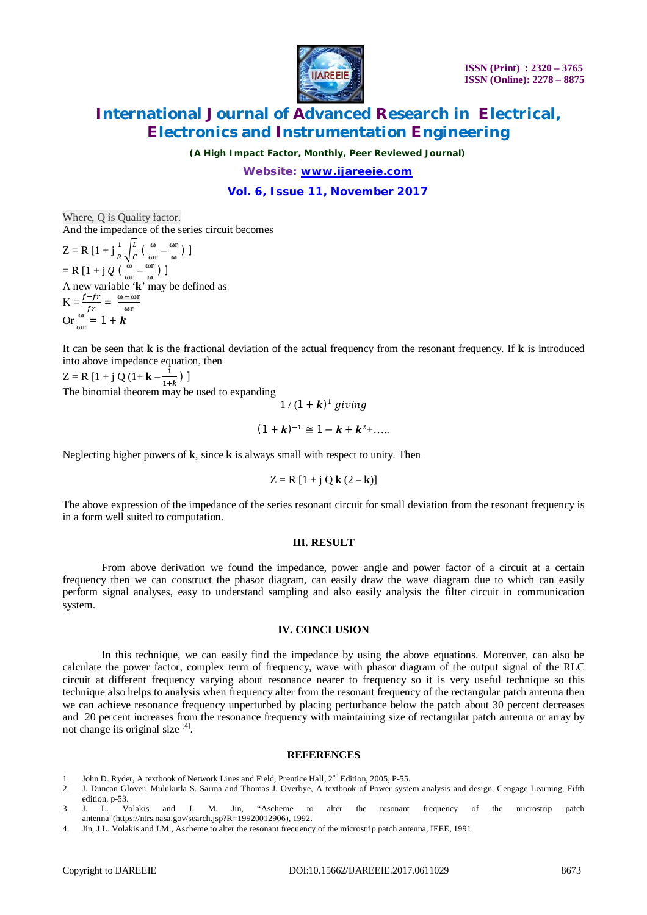Where, Q is Quality factor.

And the impedance of the series circuit becomes

$$Z = R\,[1 + j\,\frac{1}{R}\sqrt{\frac{L}{C}}\,(\frac{\omega}{\omega r} - \frac{\omega r}{\omega})\,]$$

$$= R\,[1 + j\,Q\,(\frac{\omega}{\omega r} - \frac{\omega r}{\omega})\,]$$

A new variable '**k**' may be defined as

$$K = \frac{f - fr}{fr} = \frac{\omega - \omega r}{\omega r}$$

$$\text{Or } \frac{\omega}{\omega r} = 1 + \boldsymbol{k}$$

It can be seen that **k** is the fractional deviation of the actual frequency from the resonant frequency. If **k** is introduced into above impedance equation, then

$$Z = R\,[1 + j\,Q\,(1 + \mathbf{k} - \frac{1}{1+k})\,]$$

The binomial theorem may be used to expanding

$$1 / (1 + \boldsymbol{k})^1 \ giving$$

$$(1 + \boldsymbol{k})^{-1} \cong 1 - \boldsymbol{k} + \boldsymbol{k}^2 + \ldots..$$

Neglecting higher powers of **k**, since **k** is always small with respect to unity. Then

$$Z = R\,[1 + j\,Q\,\mathbf{k}\,(2 - \mathbf{k})]$$

The above expression of the impedance of the series resonant circuit for small deviation from the resonant frequency is in a form well suited to computation.

## III. RESULT

From above derivation we found the impedance, power angle and power factor of a circuit at a certain frequency then we can construct the phasor diagram, can easily draw the wave diagram due to which can easily perform signal analyses, easy to understand sampling and also easily analysis the filter circuit in communication system.

## IV. CONCLUSION

In this technique, we can easily find the impedance by using the above equations. Moreover, can also be calculate the power factor, complex term of frequency, wave with phasor diagram of the output signal of the RLC circuit at different frequency varying about resonance nearer to frequency so it is very useful technique so this technique also helps to analysis when frequency alter from the resonant frequency of the rectangular patch antenna then we can achieve resonance frequency unperturbed by placing perturbance below the patch about 30 percent decreases and 20 percent increases from the resonance frequency with maintaining size of rectangular patch antenna or array by not change its original size [4].

## REFERENCES

1. John D. Ryder, A textbook of Network Lines and Field, Prentice Hall, 2nd Edition, 2005, P-55.
2. J. Duncan Glover, Mulukutla S. Sarma and Thomas J. Overbye, A textbook of Power system analysis and design, Cengage Learning, Fifth edition, p-53.
3. J. L. Volakis and J. M. Jin, "Ascheme to alter the resonant frequency of the microstrip patch antenna"(https://ntrs.nasa.gov/search.jsp?R=19920012906), 1992.
4. Jin, J.L. Volakis and J.M., Ascheme to alter the resonant frequency of the microstrip patch antenna, IEEE, 1991